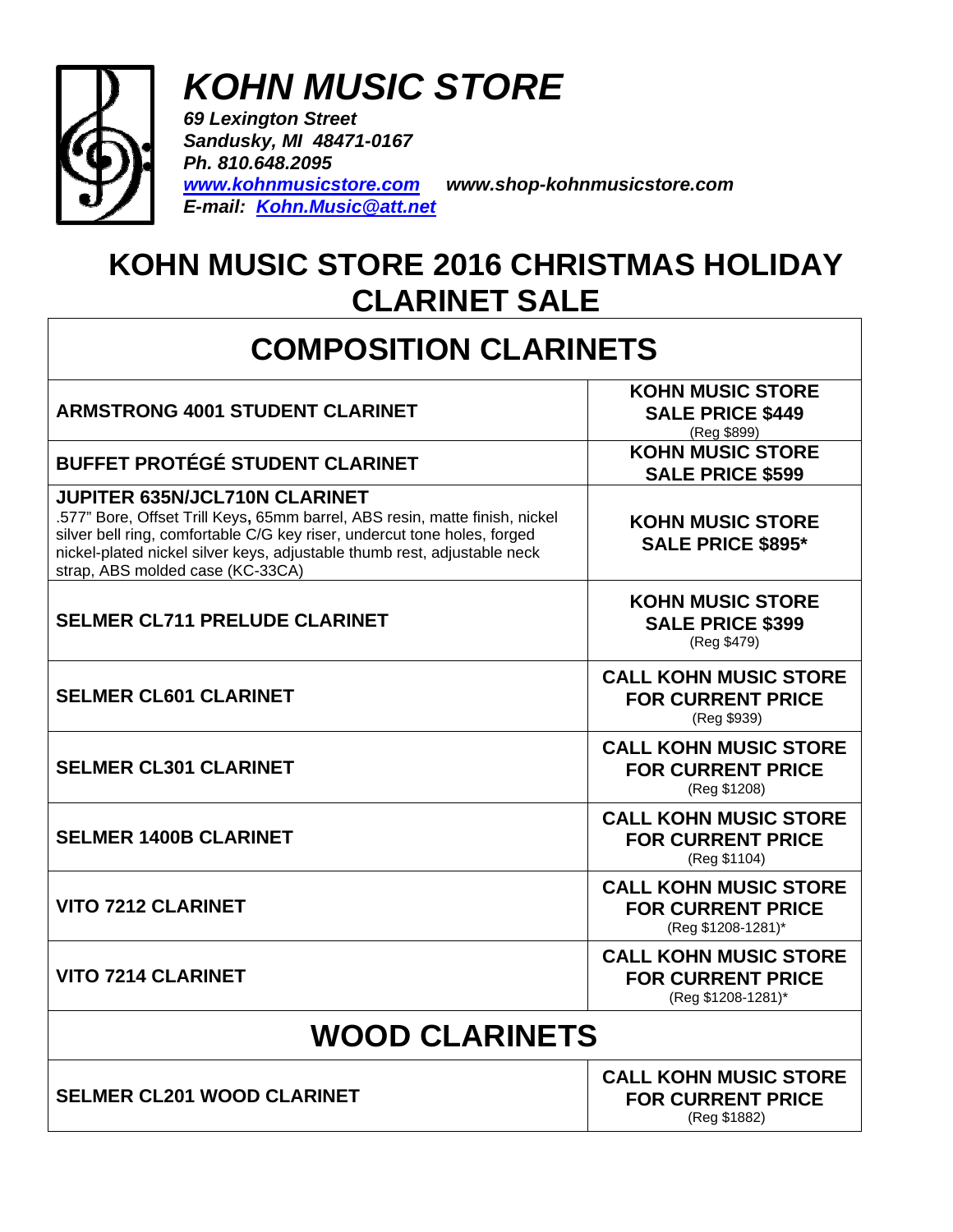# *KOHN MUSIC STORE*

***69 Lexington Street***
***Sandusky, MI 48471-0167***
***Ph. 810.648.2095***
***www.kohnmusicstore.com*** ***www.shop-kohnmusicstore.com***
***E-mail: Kohn.Music@att.net***

## KOHN MUSIC STORE 2016 CHRISTMAS HOLIDAY CLARINET SALE

| COMPOSITION CLARINETS | |
|---|---|
| **ARMSTRONG 4001 STUDENT CLARINET** | **KOHN MUSIC STORE SALE PRICE $449** (Reg $899) |
| **BUFFET PROTÉGÉ STUDENT CLARINET** | **KOHN MUSIC STORE SALE PRICE $599** |
| **JUPITER 635N/JCL710N CLARINET** .577" Bore, Offset Trill Keys, 65mm barrel, ABS resin, matte finish, nickel silver bell ring, comfortable C/G key riser, undercut tone holes, forged nickel-plated nickel silver keys, adjustable thumb rest, adjustable neck strap, ABS molded case (KC-33CA) | **KOHN MUSIC STORE SALE PRICE $895*** |
| **SELMER CL711 PRELUDE CLARINET** | **KOHN MUSIC STORE SALE PRICE $399** (Reg $479) |
| **SELMER CL601 CLARINET** | **CALL KOHN MUSIC STORE FOR CURRENT PRICE** (Reg $939) |
| **SELMER CL301 CLARINET** | **CALL KOHN MUSIC STORE FOR CURRENT PRICE** (Reg $1208) |
| **SELMER 1400B CLARINET** | **CALL KOHN MUSIC STORE FOR CURRENT PRICE** (Reg $1104) |
| **VITO 7212 CLARINET** | **CALL KOHN MUSIC STORE FOR CURRENT PRICE** (Reg $1208-1281)* |
| **VITO 7214 CLARINET** | **CALL KOHN MUSIC STORE FOR CURRENT PRICE** (Reg $1208-1281)* |
| **WOOD CLARINETS** | |
| **SELMER CL201 WOOD CLARINET** | **CALL KOHN MUSIC STORE FOR CURRENT PRICE** (Reg $1882) |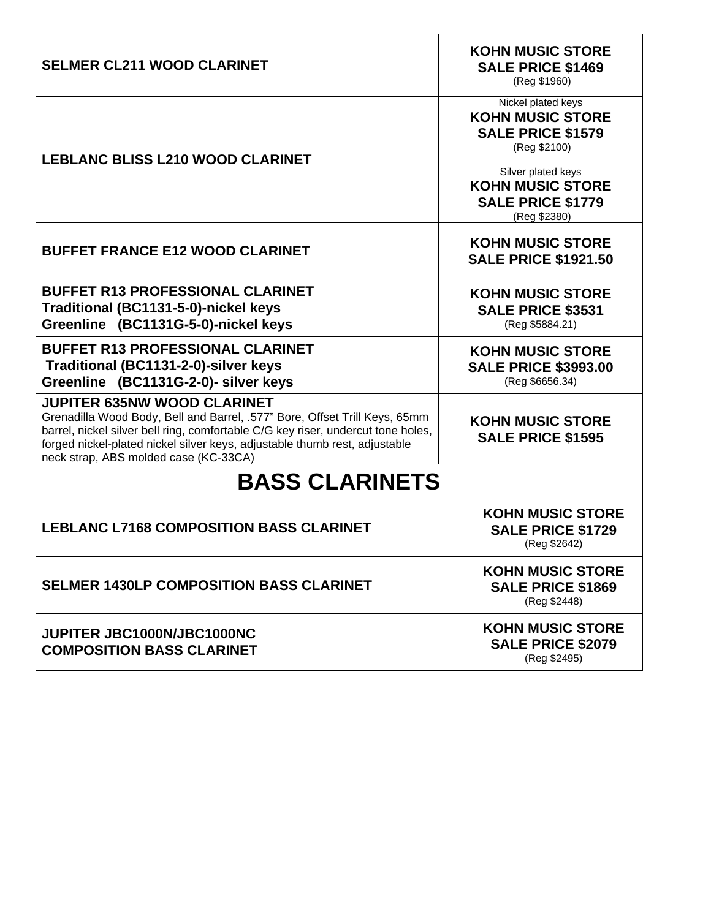| | |
|---|---|
| **SELMER CL211 WOOD CLARINET** | **KOHN MUSIC STORE SALE PRICE $1469** (Reg $1960) |
| **LEBLANC BLISS L210 WOOD CLARINET** | Nickel plated keys **KOHN MUSIC STORE SALE PRICE $1579** (Reg $2100)<br><br>Silver plated keys **KOHN MUSIC STORE SALE PRICE $1779** (Reg $2380) |
| **BUFFET FRANCE E12 WOOD CLARINET** | **KOHN MUSIC STORE SALE PRICE $1921.50** |
| **BUFFET R13 PROFESSIONAL CLARINET**<br>**Traditional (BC1131-5-0)-nickel keys**<br>**Greenline (BC1131G-5-0)-nickel keys** | **KOHN MUSIC STORE SALE PRICE $3531** (Reg $5884.21) |
| **BUFFET R13 PROFESSIONAL CLARINET**<br>**Traditional (BC1131-2-0)-silver keys**<br>**Greenline (BC1131G-2-0)- silver keys** | **KOHN MUSIC STORE SALE PRICE $3993.00** (Reg $6656.34) |
| **JUPITER 635NW WOOD CLARINET**<br>Grenadilla Wood Body, Bell and Barrel, .577" Bore, Offset Trill Keys, 65mm barrel, nickel silver bell ring, comfortable C/G key riser, undercut tone holes, forged nickel-plated nickel silver keys, adjustable thumb rest, adjustable neck strap, ABS molded case (KC-33CA) | **KOHN MUSIC STORE SALE PRICE $1595** |

# BASS CLARINETS

| | |
|---|---|
| **LEBLANC L7168 COMPOSITION BASS CLARINET** | **KOHN MUSIC STORE SALE PRICE $1729** (Reg $2642) |
| **SELMER 1430LP COMPOSITION BASS CLARINET** | **KOHN MUSIC STORE SALE PRICE $1869** (Reg $2448) |
| **JUPITER JBC1000N/JBC1000NC COMPOSITION BASS CLARINET** | **KOHN MUSIC STORE SALE PRICE $2079** (Reg $2495) |